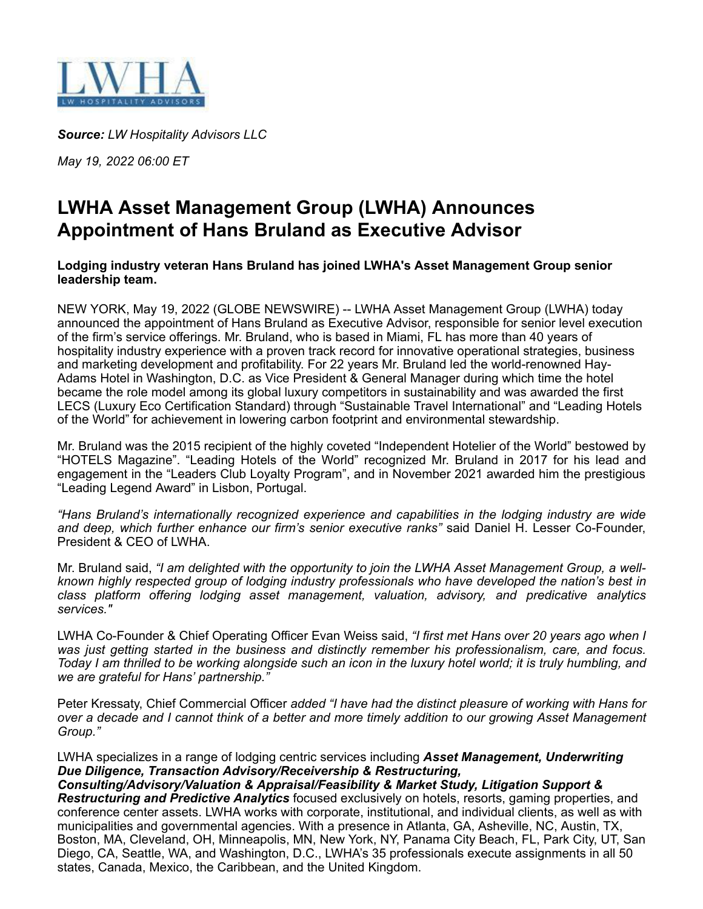LWHA
LW HOSPITALITY ADVISORS

***Source:*** *LW Hospitality Advisors LLC*

*May 19, 2022 06:00 ET*

# LWHA Asset Management Group (LWHA) Announces Appointment of Hans Bruland as Executive Advisor

**Lodging industry veteran Hans Bruland has joined LWHA's Asset Management Group senior leadership team.**

NEW YORK, May 19, 2022 (GLOBE NEWSWIRE) -- LWHA Asset Management Group (LWHA) today announced the appointment of Hans Bruland as Executive Advisor, responsible for senior level execution of the firm's service offerings. Mr. Bruland, who is based in Miami, FL has more than 40 years of hospitality industry experience with a proven track record for innovative operational strategies, business and marketing development and profitability. For 22 years Mr. Bruland led the world-renowned Hay-Adams Hotel in Washington, D.C. as Vice President & General Manager during which time the hotel became the role model among its global luxury competitors in sustainability and was awarded the first LECS (Luxury Eco Certification Standard) through "Sustainable Travel International" and "Leading Hotels of the World" for achievement in lowering carbon footprint and environmental stewardship.

Mr. Bruland was the 2015 recipient of the highly coveted "Independent Hotelier of the World" bestowed by "HOTELS Magazine". "Leading Hotels of the World" recognized Mr. Bruland in 2017 for his lead and engagement in the "Leaders Club Loyalty Program", and in November 2021 awarded him the prestigious "Leading Legend Award" in Lisbon, Portugal.

*"Hans Bruland's internationally recognized experience and capabilities in the lodging industry are wide and deep, which further enhance our firm's senior executive ranks"* said Daniel H. Lesser Co-Founder, President & CEO of LWHA.

Mr. Bruland said, *"I am delighted with the opportunity to join the LWHA Asset Management Group, a well-known highly respected group of lodging industry professionals who have developed the nation's best in class platform offering lodging asset management, valuation, advisory, and predicative analytics services."*

LWHA Co-Founder & Chief Operating Officer Evan Weiss said, *"I first met Hans over 20 years ago when I was just getting started in the business and distinctly remember his professionalism, care, and focus. Today I am thrilled to be working alongside such an icon in the luxury hotel world; it is truly humbling, and we are grateful for Hans' partnership."*

Peter Kressaty, Chief Commercial Officer *added "I have had the distinct pleasure of working with Hans for over a decade and I cannot think of a better and more timely addition to our growing Asset Management Group."*

LWHA specializes in a range of lodging centric services including ***Asset Management, Underwriting Due Diligence, Transaction Advisory/Receivership & Restructuring, Consulting/Advisory/Valuation & Appraisal/Feasibility & Market Study, Litigation Support & Restructuring and Predictive Analytics*** focused exclusively on hotels, resorts, gaming properties, and conference center assets. LWHA works with corporate, institutional, and individual clients, as well as with municipalities and governmental agencies. With a presence in Atlanta, GA, Asheville, NC, Austin, TX, Boston, MA, Cleveland, OH, Minneapolis, MN, New York, NY, Panama City Beach, FL, Park City, UT, San Diego, CA, Seattle, WA, and Washington, D.C., LWHA's 35 professionals execute assignments in all 50 states, Canada, Mexico, the Caribbean, and the United Kingdom.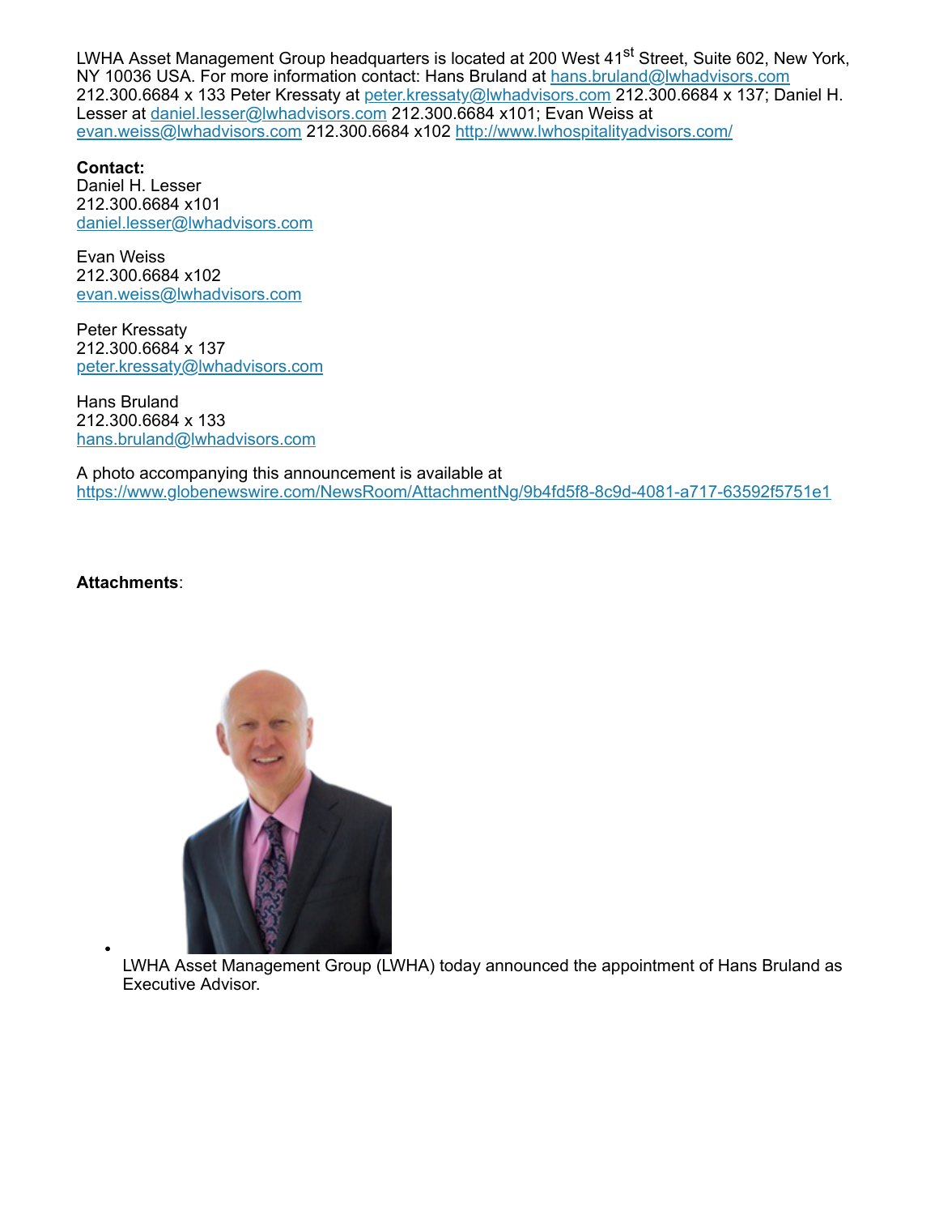LWHA Asset Management Group headquarters is located at 200 West 41st Street, Suite 602, New York, NY 10036 USA. For more information contact: Hans Bruland at hans.bruland@lwhadvisors.com 212.300.6684 x 133 Peter Kressaty at peter.kressaty@lwhadvisors.com 212.300.6684 x 137; Daniel H. Lesser at daniel.lesser@lwhadvisors.com 212.300.6684 x101; Evan Weiss at evan.weiss@lwhadvisors.com 212.300.6684 x102 http://www.lwhospitalityadvisors.com/

**Contact:**
Daniel H. Lesser
212.300.6684 x101
daniel.lesser@lwhadvisors.com

Evan Weiss
212.300.6684 x102
evan.weiss@lwhadvisors.com

Peter Kressaty
212.300.6684 x 137
peter.kressaty@lwhadvisors.com

Hans Bruland
212.300.6684 x 133
hans.bruland@lwhadvisors.com

A photo accompanying this announcement is available at https://www.globenewswire.com/NewsRoom/AttachmentNg/9b4fd5f8-8c9d-4081-a717-63592f5751e1

**Attachments**:

- LWHA Asset Management Group (LWHA) today announced the appointment of Hans Bruland as Executive Advisor.